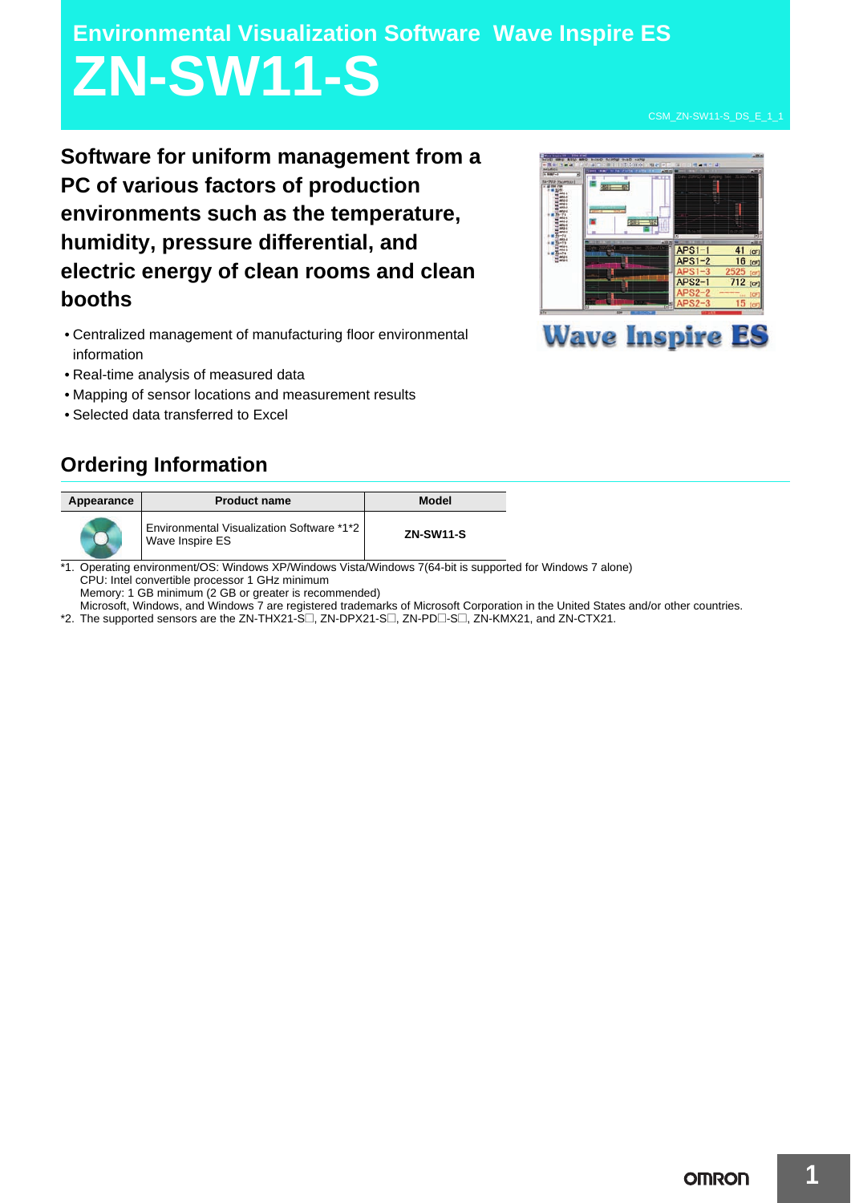# Environmental Visualization Software Wave Inspire ES

# ZN-SW11-S

CSM_ZN-SW11-S_DS_E_1_1

**Software for uniform management from a PC of various factors of production environments such as the temperature, humidity, pressure differential, and electric energy of clean rooms and clean booths**

- Centralized management of manufacturing floor environmental information
- Real-time analysis of measured data
- Mapping of sensor locations and measurement results
- Selected data transferred to Excel

## Ordering Information

| Appearance | Product name | Model |
|---|---|---|
| | Environmental Visualization Software *1*2 Wave Inspire ES | ZN-SW11-S |

*1. Operating environment/OS: Windows XP/Windows Vista/Windows 7(64-bit is supported for Windows 7 alone)
CPU: Intel convertible processor 1 GHz minimum
Memory: 1 GB minimum (2 GB or greater is recommended)
Microsoft, Windows, and Windows 7 are registered trademarks of Microsoft Corporation in the United States and/or other countries.

*2. The supported sensors are the ZN-THX21-S☐, ZN-DPX21-S☐, ZN-PD☐-S☐, ZN-KMX21, and ZN-CTX21.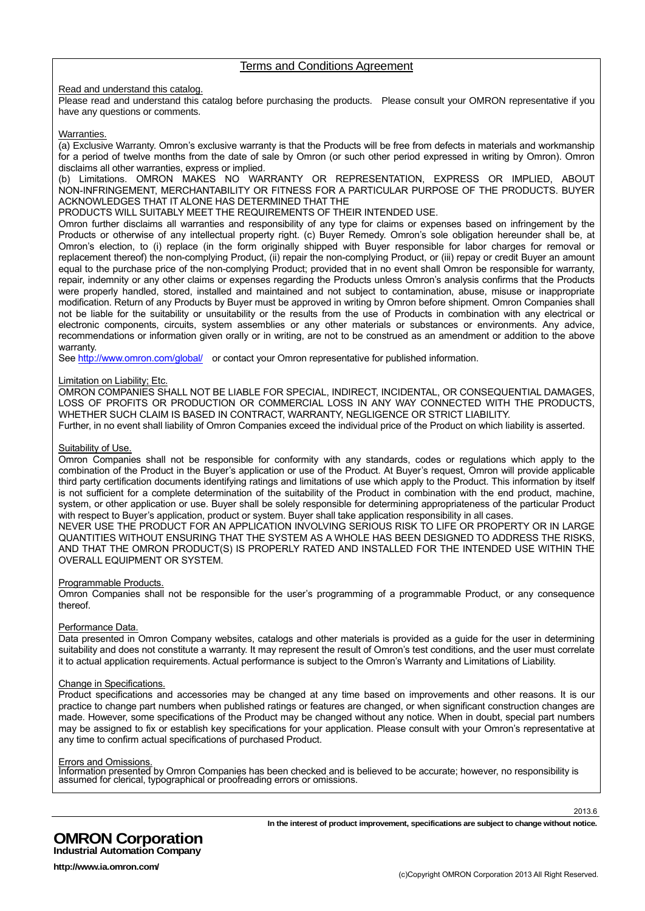# Terms and Conditions Agreement

Read and understand this catalog.

Please read and understand this catalog before purchasing the products. Please consult your OMRON representative if you have any questions or comments.

Warranties.

(a) Exclusive Warranty. Omron's exclusive warranty is that the Products will be free from defects in materials and workmanship for a period of twelve months from the date of sale by Omron (or such other period expressed in writing by Omron). Omron disclaims all other warranties, express or implied.

(b) Limitations. OMRON MAKES NO WARRANTY OR REPRESENTATION, EXPRESS OR IMPLIED, ABOUT NON-INFRINGEMENT, MERCHANTABILITY OR FITNESS FOR A PARTICULAR PURPOSE OF THE PRODUCTS. BUYER ACKNOWLEDGES THAT IT ALONE HAS DETERMINED THAT THE PRODUCTS WILL SUITABLY MEET THE REQUIREMENTS OF THEIR INTENDED USE.

Omron further disclaims all warranties and responsibility of any type for claims or expenses based on infringement by the Products or otherwise of any intellectual property right. (c) Buyer Remedy. Omron's sole obligation hereunder shall be, at Omron's election, to (i) replace (in the form originally shipped with Buyer responsible for labor charges for removal or replacement thereof) the non-complying Product, (ii) repair the non-complying Product, or (iii) repay or credit Buyer an amount equal to the purchase price of the non-complying Product; provided that in no event shall Omron be responsible for warranty, repair, indemnity or any other claims or expenses regarding the Products unless Omron's analysis confirms that the Products were properly handled, stored, installed and maintained and not subject to contamination, abuse, misuse or inappropriate modification. Return of any Products by Buyer must be approved in writing by Omron before shipment. Omron Companies shall not be liable for the suitability or unsuitability or the results from the use of Products in combination with any electrical or electronic components, circuits, system assemblies or any other materials or substances or environments. Any advice, recommendations or information given orally or in writing, are not to be construed as an amendment or addition to the above warranty.

See http://www.omron.com/global/ or contact your Omron representative for published information.

Limitation on Liability; Etc.

OMRON COMPANIES SHALL NOT BE LIABLE FOR SPECIAL, INDIRECT, INCIDENTAL, OR CONSEQUENTIAL DAMAGES, LOSS OF PROFITS OR PRODUCTION OR COMMERCIAL LOSS IN ANY WAY CONNECTED WITH THE PRODUCTS, WHETHER SUCH CLAIM IS BASED IN CONTRACT, WARRANTY, NEGLIGENCE OR STRICT LIABILITY.

Further, in no event shall liability of Omron Companies exceed the individual price of the Product on which liability is asserted.

Suitability of Use.

Omron Companies shall not be responsible for conformity with any standards, codes or regulations which apply to the combination of the Product in the Buyer's application or use of the Product. At Buyer's request, Omron will provide applicable third party certification documents identifying ratings and limitations of use which apply to the Product. This information by itself is not sufficient for a complete determination of the suitability of the Product in combination with the end product, machine, system, or other application or use. Buyer shall be solely responsible for determining appropriateness of the particular Product with respect to Buyer's application, product or system. Buyer shall take application responsibility in all cases.

NEVER USE THE PRODUCT FOR AN APPLICATION INVOLVING SERIOUS RISK TO LIFE OR PROPERTY OR IN LARGE QUANTITIES WITHOUT ENSURING THAT THE SYSTEM AS A WHOLE HAS BEEN DESIGNED TO ADDRESS THE RISKS, AND THAT THE OMRON PRODUCT(S) IS PROPERLY RATED AND INSTALLED FOR THE INTENDED USE WITHIN THE OVERALL EQUIPMENT OR SYSTEM.

Programmable Products.

Omron Companies shall not be responsible for the user's programming of a programmable Product, or any consequence thereof.

Performance Data.

Data presented in Omron Company websites, catalogs and other materials is provided as a guide for the user in determining suitability and does not constitute a warranty. It may represent the result of Omron's test conditions, and the user must correlate it to actual application requirements. Actual performance is subject to the Omron's Warranty and Limitations of Liability.

Change in Specifications.

Product specifications and accessories may be changed at any time based on improvements and other reasons. It is our practice to change part numbers when published ratings or features are changed, or when significant construction changes are made. However, some specifications of the Product may be changed without any notice. When in doubt, special part numbers may be assigned to fix or establish key specifications for your application. Please consult with your Omron's representative at any time to confirm actual specifications of purchased Product.

Errors and Omissions.

Information presented by Omron Companies has been checked and is believed to be accurate; however, no responsibility is assumed for clerical, typographical or proofreading errors or omissions.

2013.6

**In the interest of product improvement, specifications are subject to change without notice.**

**OMRON Corporation**
**Industrial Automation Company**

**http://www.ia.omron.com/**

(c)Copyright OMRON Corporation 2013 All Right Reserved.